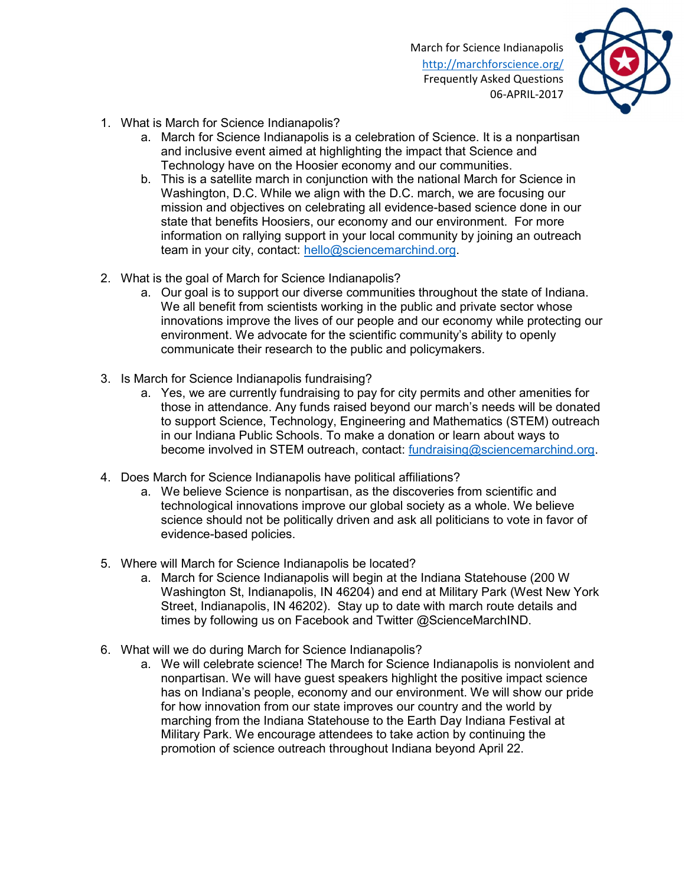March for Science Indianapolis
http://marchforscience.org/
Frequently Asked Questions
06-APRIL-2017

1. What is March for Science Indianapolis?
   a. March for Science Indianapolis is a celebration of Science. It is a nonpartisan and inclusive event aimed at highlighting the impact that Science and Technology have on the Hoosier economy and our communities.
   b. This is a satellite march in conjunction with the national March for Science in Washington, D.C. While we align with the D.C. march, we are focusing our mission and objectives on celebrating all evidence-based science done in our state that benefits Hoosiers, our economy and our environment. For more information on rallying support in your local community by joining an outreach team in your city, contact: hello@sciencemarchind.org.

2. What is the goal of March for Science Indianapolis?
   a. Our goal is to support our diverse communities throughout the state of Indiana. We all benefit from scientists working in the public and private sector whose innovations improve the lives of our people and our economy while protecting our environment. We advocate for the scientific community's ability to openly communicate their research to the public and policymakers.

3. Is March for Science Indianapolis fundraising?
   a. Yes, we are currently fundraising to pay for city permits and other amenities for those in attendance. Any funds raised beyond our march's needs will be donated to support Science, Technology, Engineering and Mathematics (STEM) outreach in our Indiana Public Schools. To make a donation or learn about ways to become involved in STEM outreach, contact: fundraising@sciencemarchind.org.

4. Does March for Science Indianapolis have political affiliations?
   a. We believe Science is nonpartisan, as the discoveries from scientific and technological innovations improve our global society as a whole. We believe science should not be politically driven and ask all politicians to vote in favor of evidence-based policies.

5. Where will March for Science Indianapolis be located?
   a. March for Science Indianapolis will begin at the Indiana Statehouse (200 W Washington St, Indianapolis, IN 46204) and end at Military Park (West New York Street, Indianapolis, IN 46202). Stay up to date with march route details and times by following us on Facebook and Twitter @ScienceMarchIND.

6. What will we do during March for Science Indianapolis?
   a. We will celebrate science! The March for Science Indianapolis is nonviolent and nonpartisan. We will have guest speakers highlight the positive impact science has on Indiana's people, economy and our environment. We will show our pride for how innovation from our state improves our country and the world by marching from the Indiana Statehouse to the Earth Day Indiana Festival at Military Park. We encourage attendees to take action by continuing the promotion of science outreach throughout Indiana beyond April 22.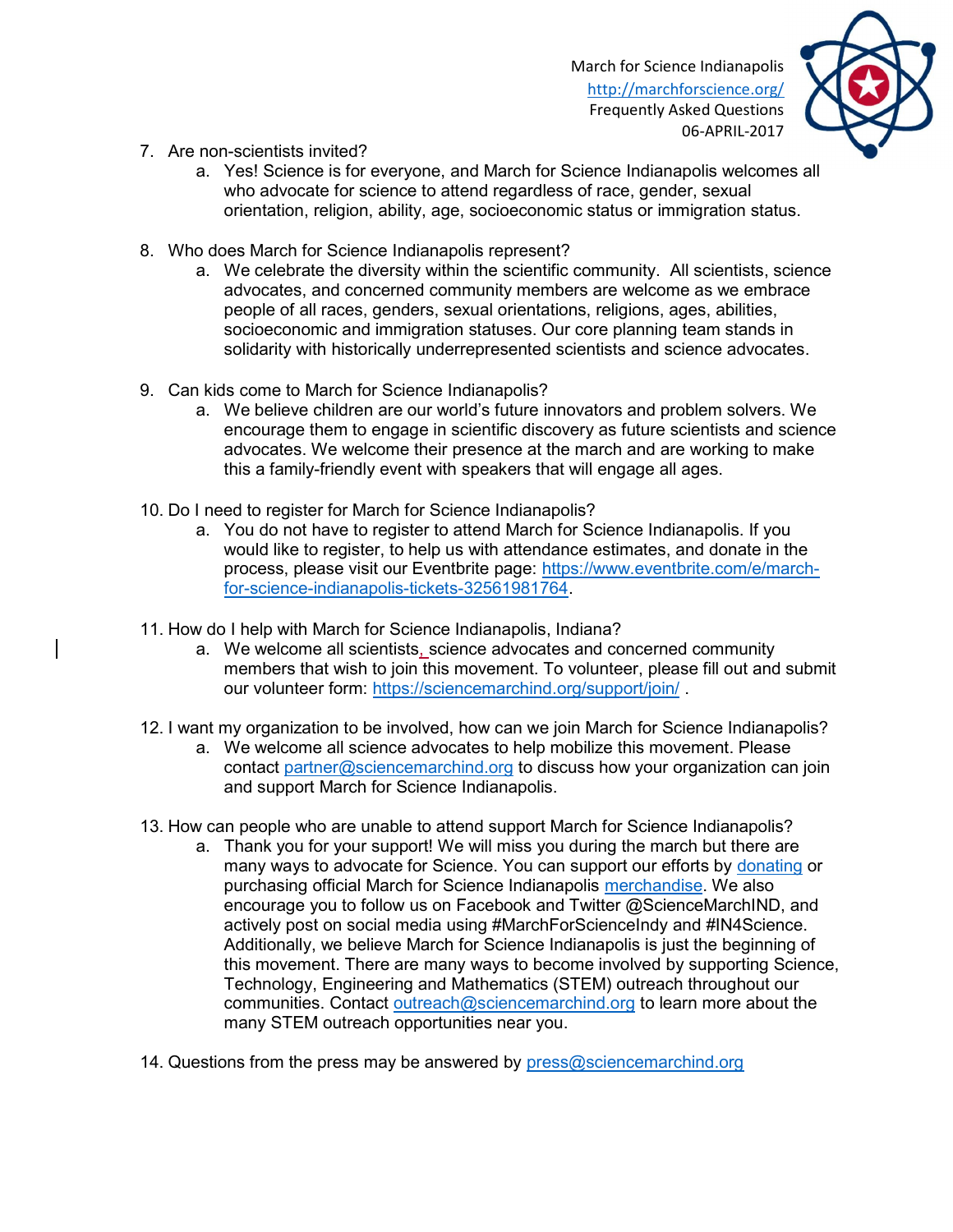March for Science Indianapolis
http://marchforscience.org/
Frequently Asked Questions
06-APRIL-2017

7. Are non-scientists invited?
   a. Yes! Science is for everyone, and March for Science Indianapolis welcomes all who advocate for science to attend regardless of race, gender, sexual orientation, religion, ability, age, socioeconomic status or immigration status.

8. Who does March for Science Indianapolis represent?
   a. We celebrate the diversity within the scientific community. All scientists, science advocates, and concerned community members are welcome as we embrace people of all races, genders, sexual orientations, religions, ages, abilities, socioeconomic and immigration statuses. Our core planning team stands in solidarity with historically underrepresented scientists and science advocates.

9. Can kids come to March for Science Indianapolis?
   a. We believe children are our world's future innovators and problem solvers. We encourage them to engage in scientific discovery as future scientists and science advocates. We welcome their presence at the march and are working to make this a family-friendly event with speakers that will engage all ages.

10. Do I need to register for March for Science Indianapolis?
    a. You do not have to register to attend March for Science Indianapolis. If you would like to register, to help us with attendance estimates, and donate in the process, please visit our Eventbrite page: https://www.eventbrite.com/e/march-for-science-indianapolis-tickets-32561981764.

11. How do I help with March for Science Indianapolis, Indiana?
    a. We welcome all scientists, science advocates and concerned community members that wish to join this movement. To volunteer, please fill out and submit our volunteer form: https://sciencemarchind.org/support/join/ .

12. I want my organization to be involved, how can we join March for Science Indianapolis?
    a. We welcome all science advocates to help mobilize this movement. Please contact partner@sciencemarchind.org to discuss how your organization can join and support March for Science Indianapolis.

13. How can people who are unable to attend support March for Science Indianapolis?
    a. Thank you for your support! We will miss you during the march but there are many ways to advocate for Science. You can support our efforts by donating or purchasing official March for Science Indianapolis merchandise. We also encourage you to follow us on Facebook and Twitter @ScienceMarchIND, and actively post on social media using #MarchForScienceIndy and #IN4Science. Additionally, we believe March for Science Indianapolis is just the beginning of this movement. There are many ways to become involved by supporting Science, Technology, Engineering and Mathematics (STEM) outreach throughout our communities. Contact outreach@sciencemarchind.org to learn more about the many STEM outreach opportunities near you.

14. Questions from the press may be answered by press@sciencemarchind.org